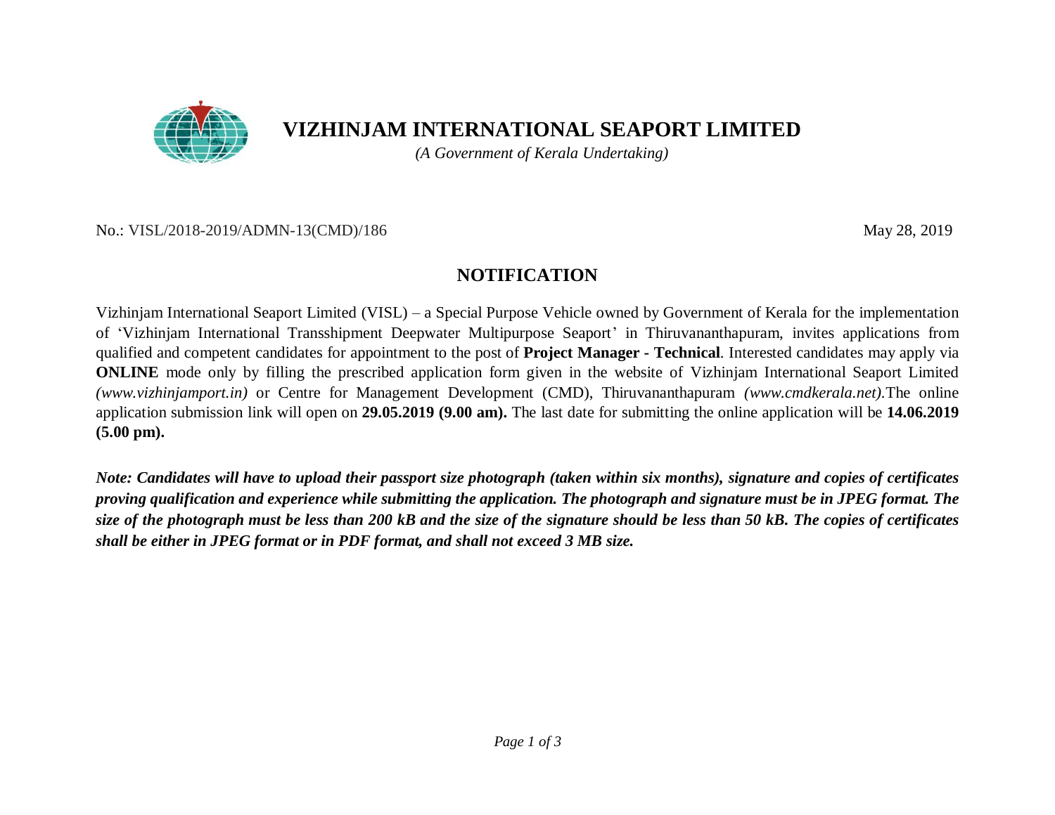# VIZHINJAM INTERNATIONAL SEAPORT LIMITED

*(A Government of Kerala Undertaking)*

No.: VISL/2018-2019/ADMN-13(CMD)/186 May 28, 2019

## NOTIFICATION

Vizhinjam International Seaport Limited (VISL) – a Special Purpose Vehicle owned by Government of Kerala for the implementation of 'Vizhinjam International Transshipment Deepwater Multipurpose Seaport' in Thiruvananthapuram, invites applications from qualified and competent candidates for appointment to the post of **Project Manager - Technical**. Interested candidates may apply via **ONLINE** mode only by filling the prescribed application form given in the website of Vizhinjam International Seaport Limited *(www.vizhinjamport.in)* or Centre for Management Development (CMD), Thiruvananthapuram *(www.cmdkerala.net)*.The online application submission link will open on **29.05.2019 (9.00 am).** The last date for submitting the online application will be **14.06.2019 (5.00 pm).**

***Note: Candidates will have to upload their passport size photograph (taken within six months), signature and copies of certificates proving qualification and experience while submitting the application. The photograph and signature must be in JPEG format. The size of the photograph must be less than 200 kB and the size of the signature should be less than 50 kB. The copies of certificates shall be either in JPEG format or in PDF format, and shall not exceed 3 MB size.***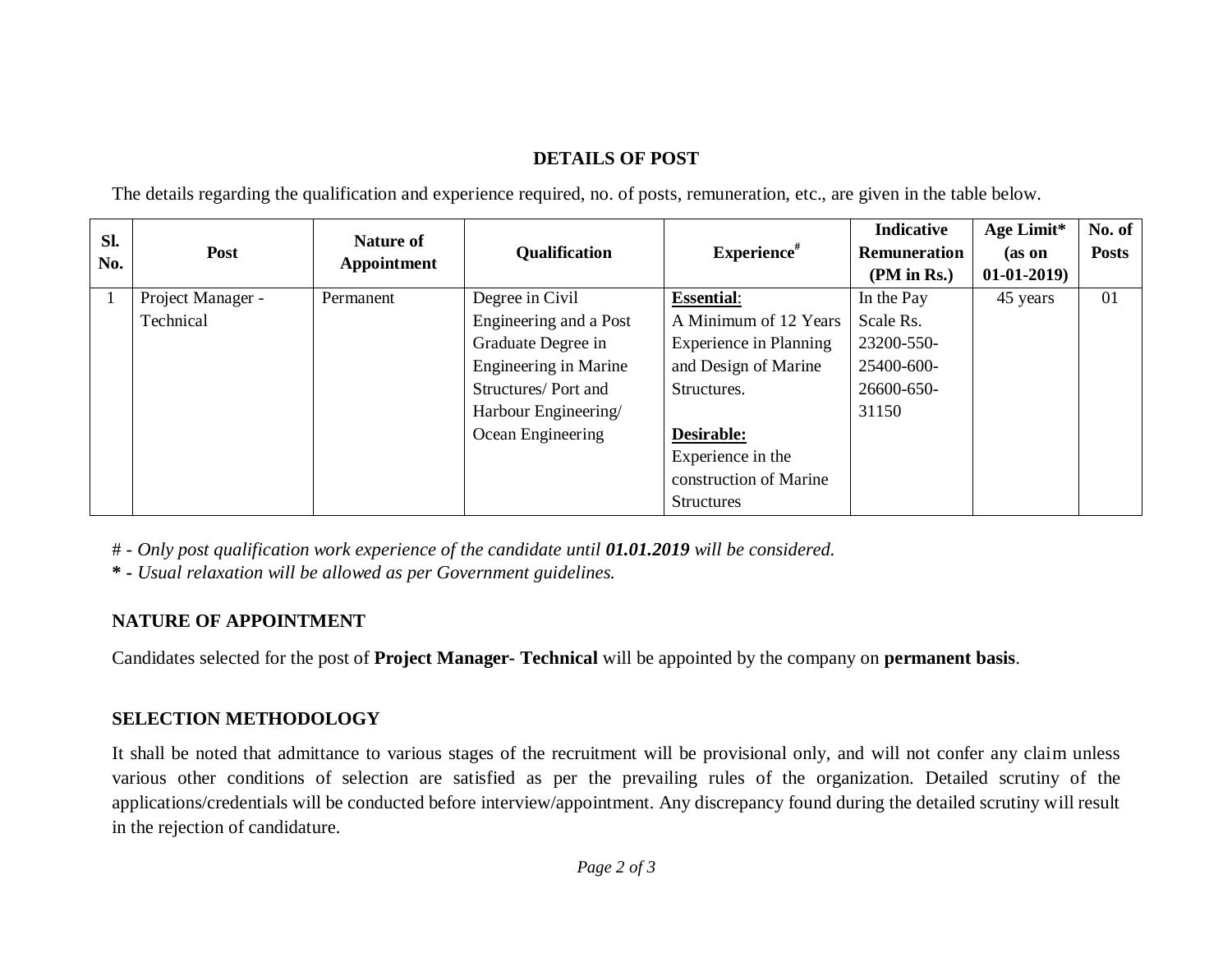## DETAILS OF POST

The details regarding the qualification and experience required, no. of posts, remuneration, etc., are given in the table below.

| Sl. No. | Post | Nature of Appointment | Qualification | Experience# | Indicative Remuneration (PM in Rs.) | Age Limit* (as on 01-01-2019) | No. of Posts |
|---|---|---|---|---|---|---|---|
| 1 | Project Manager - Technical | Permanent | Degree in Civil Engineering and a Post Graduate Degree in Engineering in Marine Structures/ Port and Harbour Engineering/ Ocean Engineering | **Essential**: A Minimum of 12 Years Experience in Planning and Design of Marine Structures. **Desirable:** Experience in the construction of Marine Structures | In the Pay Scale Rs. 23200-550-25400-600-26600-650-31150 | 45 years | 01 |

# - *Only post qualification work experience of the candidate until **01.01.2019** will be considered.*

**\*** - *Usual relaxation will be allowed as per Government guidelines.*

### NATURE OF APPOINTMENT

Candidates selected for the post of **Project Manager- Technical** will be appointed by the company on **permanent basis**.

### SELECTION METHODOLOGY

It shall be noted that admittance to various stages of the recruitment will be provisional only, and will not confer any claim unless various other conditions of selection are satisfied as per the prevailing rules of the organization. Detailed scrutiny of the applications/credentials will be conducted before interview/appointment. Any discrepancy found during the detailed scrutiny will result in the rejection of candidature.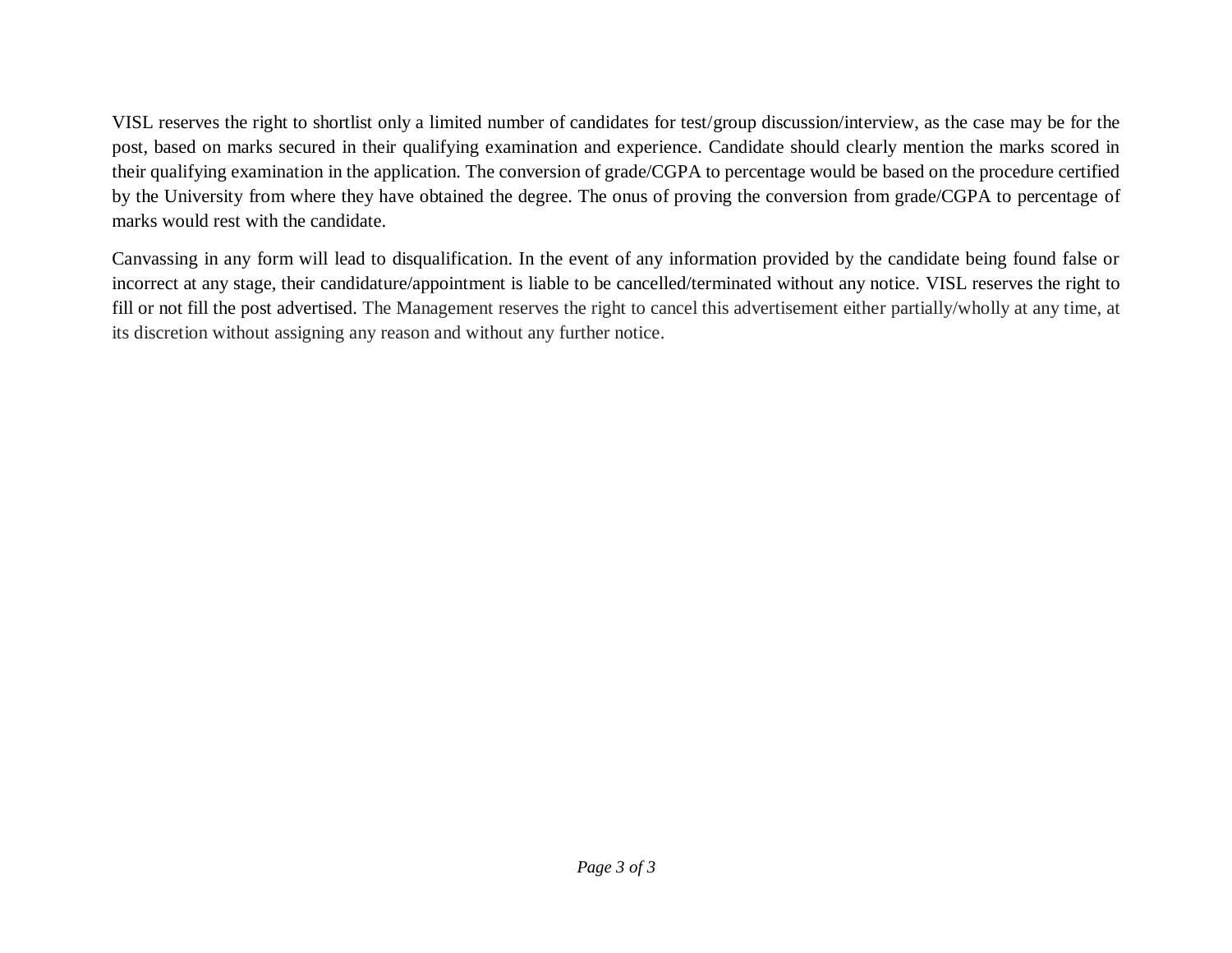VISL reserves the right to shortlist only a limited number of candidates for test/group discussion/interview, as the case may be for the post, based on marks secured in their qualifying examination and experience. Candidate should clearly mention the marks scored in their qualifying examination in the application. The conversion of grade/CGPA to percentage would be based on the procedure certified by the University from where they have obtained the degree. The onus of proving the conversion from grade/CGPA to percentage of marks would rest with the candidate.

Canvassing in any form will lead to disqualification. In the event of any information provided by the candidate being found false or incorrect at any stage, their candidature/appointment is liable to be cancelled/terminated without any notice. VISL reserves the right to fill or not fill the post advertised. The Management reserves the right to cancel this advertisement either partially/wholly at any time, at its discretion without assigning any reason and without any further notice.